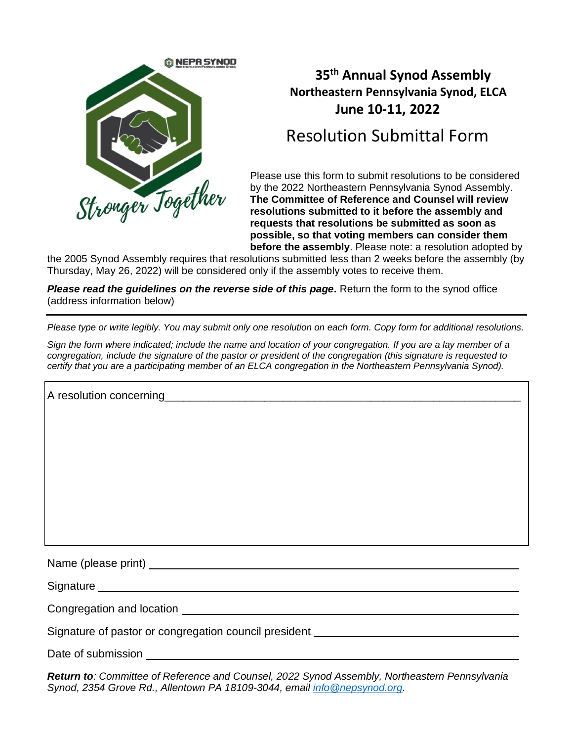# 35th Annual Synod Assembly

## Northeastern Pennsylvania Synod, ELCA

## June 10-11, 2022

# Resolution Submittal Form

Please use this form to submit resolutions to be considered by the 2022 Northeastern Pennsylvania Synod Assembly. **The Committee of Reference and Counsel will review resolutions submitted to it before the assembly and requests that resolutions be submitted as soon as possible, so that voting members can consider them before the assembly**. Please note: a resolution adopted by the 2005 Synod Assembly requires that resolutions submitted less than 2 weeks before the assembly (by Thursday, May 26, 2022) will be considered only if the assembly votes to receive them.

***Please read the guidelines on the reverse side of this page.*** Return the form to the synod office (address information below)

---

*Please type or write legibly. You may submit only one resolution on each form. Copy form for additional resolutions.*

*Sign the form where indicated; include the name and location of your congregation. If you are a lay member of a congregation, include the signature of the pastor or president of the congregation (this signature is requested to certify that you are a participating member of an ELCA congregation in the Northeastern Pennsylvania Synod).*

A resolution concerning\_\_\_\_\_\_\_\_\_\_\_\_\_\_\_\_\_\_\_\_\_\_\_\_\_\_\_\_\_\_\_\_\_\_\_\_\_\_\_\_\_\_\_\_\_\_\_\_\_\_\_\_\_\_\_\_\_\_

Name (please print) \_\_\_\_\_\_\_\_\_\_\_\_\_\_\_\_\_\_\_\_\_\_\_\_\_\_\_\_\_\_\_\_\_\_\_\_\_\_\_\_\_\_\_\_\_\_\_\_\_\_\_\_\_\_\_\_

Signature \_\_\_\_\_\_\_\_\_\_\_\_\_\_\_\_\_\_\_\_\_\_\_\_\_\_\_\_\_\_\_\_\_\_\_\_\_\_\_\_\_\_\_\_\_\_\_\_\_\_\_\_\_\_\_\_\_\_\_\_\_\_\_\_

Congregation and location \_\_\_\_\_\_\_\_\_\_\_\_\_\_\_\_\_\_\_\_\_\_\_\_\_\_\_\_\_\_\_\_\_\_\_\_\_\_\_\_\_\_\_\_\_\_\_\_\_\_\_\_

Signature of pastor or congregation council president \_\_\_\_\_\_\_\_\_\_\_\_\_\_\_\_\_\_\_\_\_\_\_\_\_\_\_\_\_\_

Date of submission \_\_\_\_\_\_\_\_\_\_\_\_\_\_\_\_\_\_\_\_\_\_\_\_\_\_\_\_\_\_\_\_\_\_\_\_\_\_\_\_\_\_\_\_\_\_\_\_\_\_\_\_\_\_\_\_\_

***Return to****: Committee of Reference and Counsel, 2022 Synod Assembly, Northeastern Pennsylvania Synod, 2354 Grove Rd., Allentown PA 18109-3044, email info@nepsynod.org.*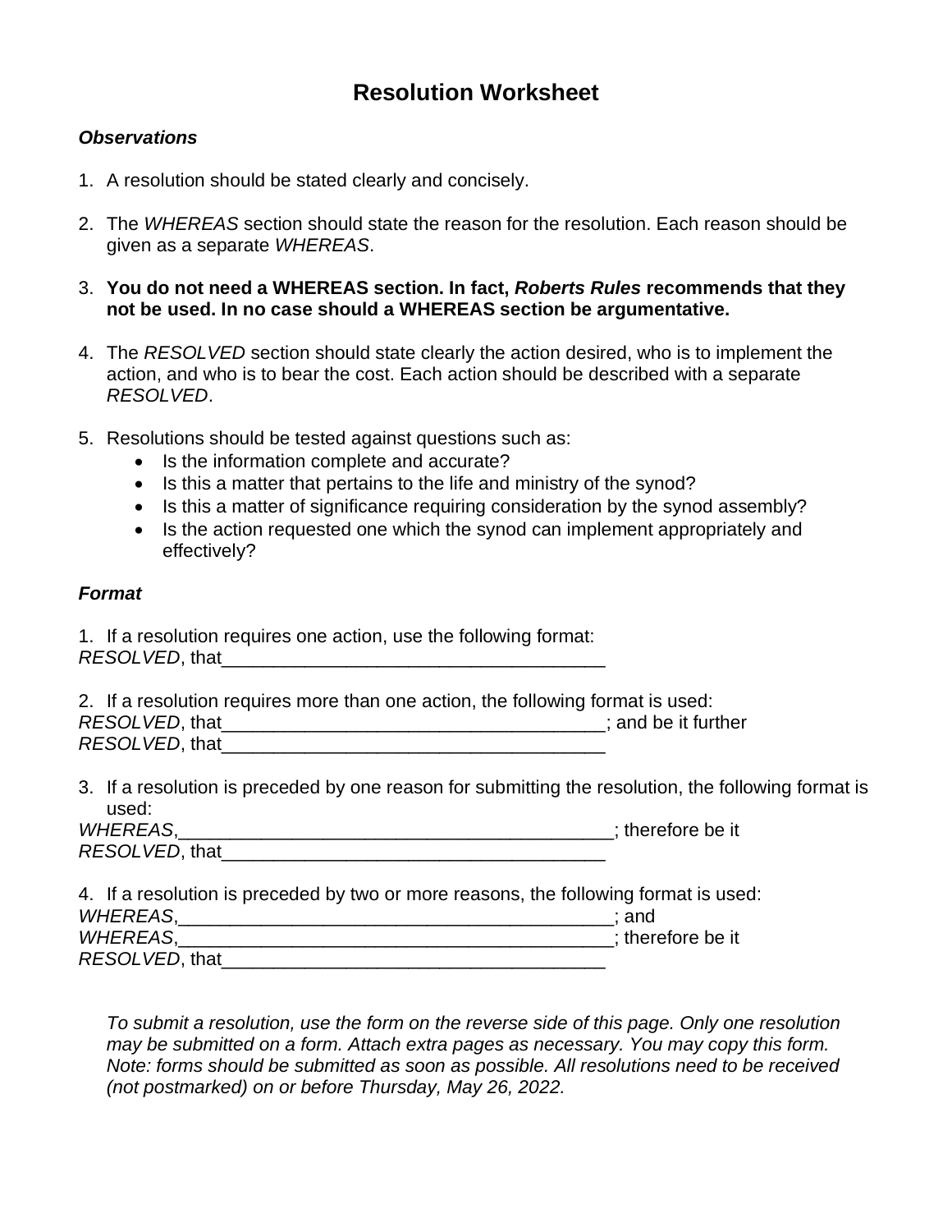# Resolution Worksheet

## *Observations*

1. A resolution should be stated clearly and concisely.

2. The *WHEREAS* section should state the reason for the resolution. Each reason should be given as a separate *WHEREAS*.

3. **You do not need a WHEREAS section. In fact, *Roberts Rules* recommends that they not be used. In no case should a WHEREAS section be argumentative.**

4. The *RESOLVED* section should state clearly the action desired, who is to implement the action, and who is to bear the cost. Each action should be described with a separate *RESOLVED*.

5. Resolutions should be tested against questions such as:
   - Is the information complete and accurate?
   - Is this a matter that pertains to the life and ministry of the synod?
   - Is this a matter of significance requiring consideration by the synod assembly?
   - Is the action requested one which the synod can implement appropriately and effectively?

## *Format*

1. If a resolution requires one action, use the following format:

*RESOLVED*, that_____________________________________

2. If a resolution requires more than one action, the following format is used:

*RESOLVED*, that_____________________________________; and be it further
*RESOLVED*, that_____________________________________

3. If a resolution is preceded by one reason for submitting the resolution, the following format is used:

*WHEREAS*,_________________________________________; therefore be it
*RESOLVED*, that_____________________________________

4. If a resolution is preceded by two or more reasons, the following format is used:

*WHEREAS*,_________________________________________; and
*WHEREAS*,_________________________________________; therefore be it
*RESOLVED*, that_____________________________________

*To submit a resolution, use the form on the reverse side of this page. Only one resolution may be submitted on a form. Attach extra pages as necessary. You may copy this form. Note: forms should be submitted as soon as possible. All resolutions need to be received (not postmarked) on or before Thursday, May 26, 2022.*